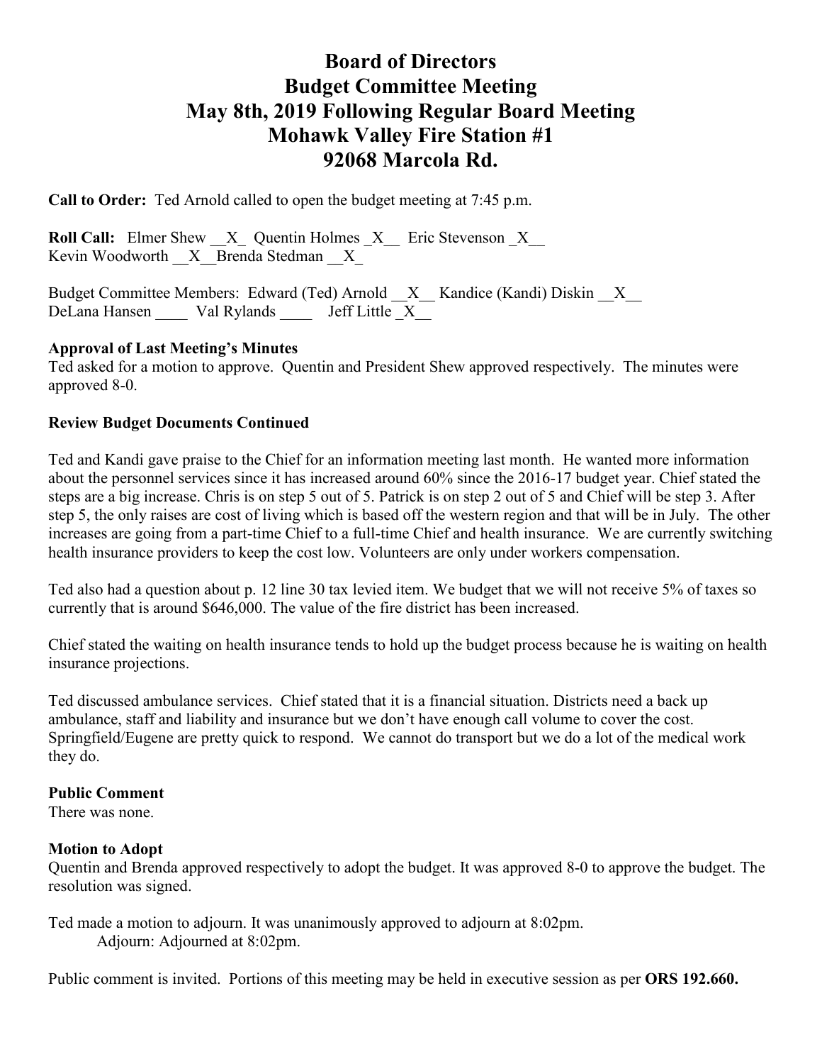# Board of Directors
# Budget Committee Meeting
# May 8th, 2019 Following Regular Board Meeting
# Mohawk Valley Fire Station #1
# 92068 Marcola Rd.

**Call to Order:** Ted Arnold called to open the budget meeting at 7:45 p.m.

**Roll Call:** Elmer Shew __X_ Quentin Holmes _X__ Eric Stevenson _X__
Kevin Woodworth __X__Brenda Stedman __X_

Budget Committee Members: Edward (Ted) Arnold __X__ Kandice (Kandi) Diskin __X__
DeLana Hansen ____ Val Rylands ____ Jeff Little _X__

**Approval of Last Meeting's Minutes**
Ted asked for a motion to approve. Quentin and President Shew approved respectively. The minutes were approved 8-0.

**Review Budget Documents Continued**

Ted and Kandi gave praise to the Chief for an information meeting last month. He wanted more information about the personnel services since it has increased around 60% since the 2016-17 budget year. Chief stated the steps are a big increase. Chris is on step 5 out of 5. Patrick is on step 2 out of 5 and Chief will be step 3. After step 5, the only raises are cost of living which is based off the western region and that will be in July. The other increases are going from a part-time Chief to a full-time Chief and health insurance. We are currently switching health insurance providers to keep the cost low. Volunteers are only under workers compensation.

Ted also had a question about p. 12 line 30 tax levied item. We budget that we will not receive 5% of taxes so currently that is around $646,000. The value of the fire district has been increased.

Chief stated the waiting on health insurance tends to hold up the budget process because he is waiting on health insurance projections.

Ted discussed ambulance services. Chief stated that it is a financial situation. Districts need a back up ambulance, staff and liability and insurance but we don't have enough call volume to cover the cost. Springfield/Eugene are pretty quick to respond. We cannot do transport but we do a lot of the medical work they do.

**Public Comment**
There was none.

**Motion to Adopt**
Quentin and Brenda approved respectively to adopt the budget. It was approved 8-0 to approve the budget. The resolution was signed.

Ted made a motion to adjourn. It was unanimously approved to adjourn at 8:02pm.
Adjourn: Adjourned at 8:02pm.

Public comment is invited. Portions of this meeting may be held in executive session as per **ORS 192.660.**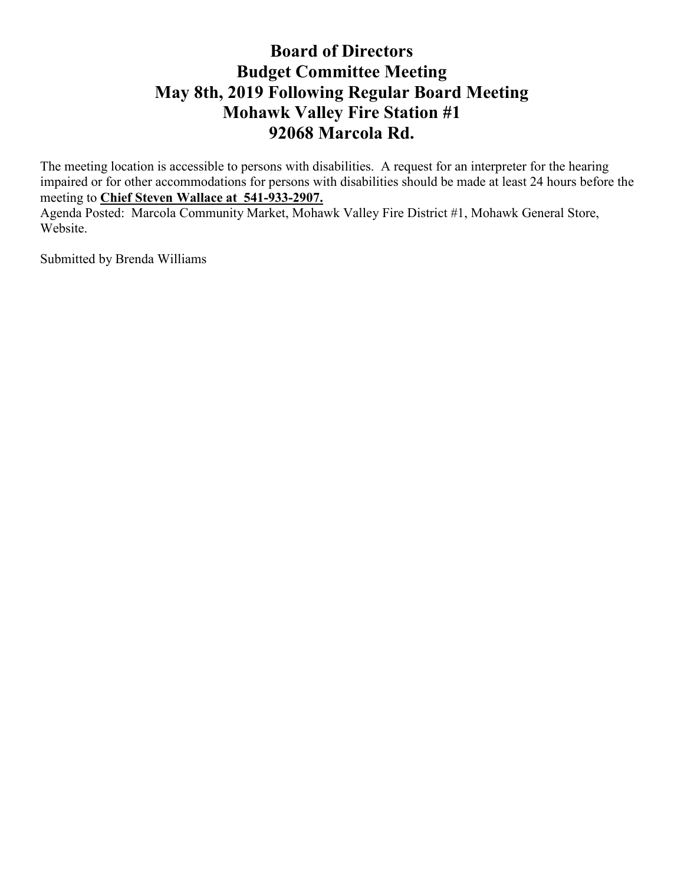# Board of Directors
# Budget Committee Meeting
# May 8th, 2019 Following Regular Board Meeting
# Mohawk Valley Fire Station #1
# 92068 Marcola Rd.

The meeting location is accessible to persons with disabilities. A request for an interpreter for the hearing impaired or for other accommodations for persons with disabilities should be made at least 24 hours before the meeting to **Chief Steven Wallace at 541-933-2907.**
Agenda Posted: Marcola Community Market, Mohawk Valley Fire District #1, Mohawk General Store, Website.

Submitted by Brenda Williams